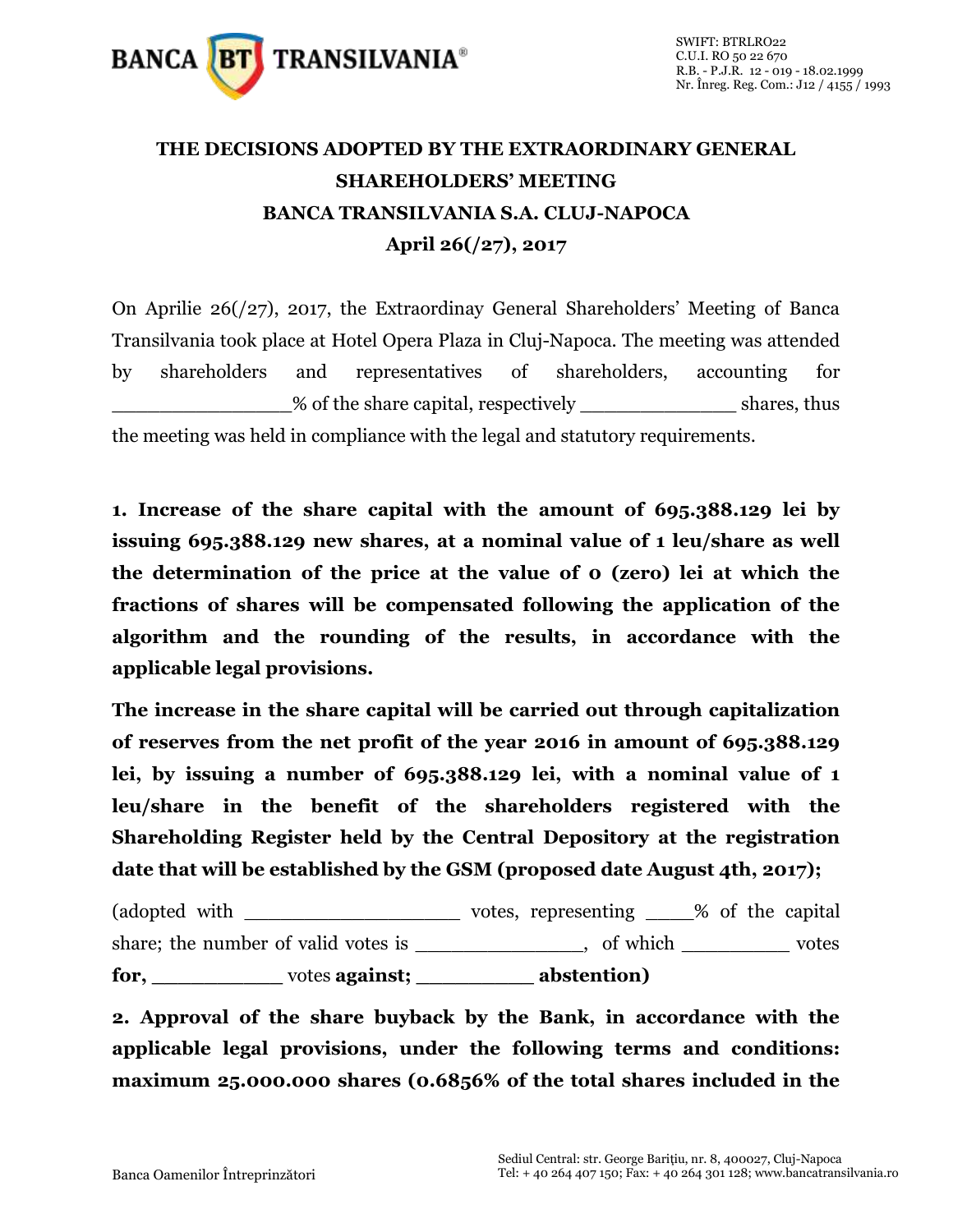# THE DECISIONS ADOPTED BY THE EXTRAORDINARY GENERAL SHAREHOLDERS' MEETING BANCA TRANSILVANIA S.A. CLUJ-NAPOCA April 26(/27), 2017

On Aprilie 26(/27), 2017, the Extraordinay General Shareholders' Meeting of Banca Transilvania took place at Hotel Opera Plaza in Cluj-Napoca. The meeting was attended by shareholders and representatives of shareholders, accounting for _______________% of the share capital, respectively _____________ shares, thus the meeting was held in compliance with the legal and statutory requirements.

**1. Increase of the share capital with the amount of 695.388.129 lei by issuing 695.388.129 new shares, at a nominal value of 1 leu/share as well the determination of the price at the value of 0 (zero) lei at which the fractions of shares will be compensated following the application of the algorithm and the rounding of the results, in accordance with the applicable legal provisions.**

**The increase in the share capital will be carried out through capitalization of reserves from the net profit of the year 2016 in amount of 695.388.129 lei, by issuing a number of 695.388.129 lei, with a nominal value of 1 leu/share in the benefit of the shareholders registered with the Shareholding Register held by the Central Depository at the registration date that will be established by the GSM (proposed date August 4th, 2017);**

(adopted with __________________ votes, representing ____% of the capital share; the number of valid votes is ______________, of which _________ votes **for,** ___________ votes **against;** __________ **abstention)**

**2. Approval of the share buyback by the Bank, in accordance with the applicable legal provisions, under the following terms and conditions: maximum 25.000.000 shares (0.6856% of the total shares included in the**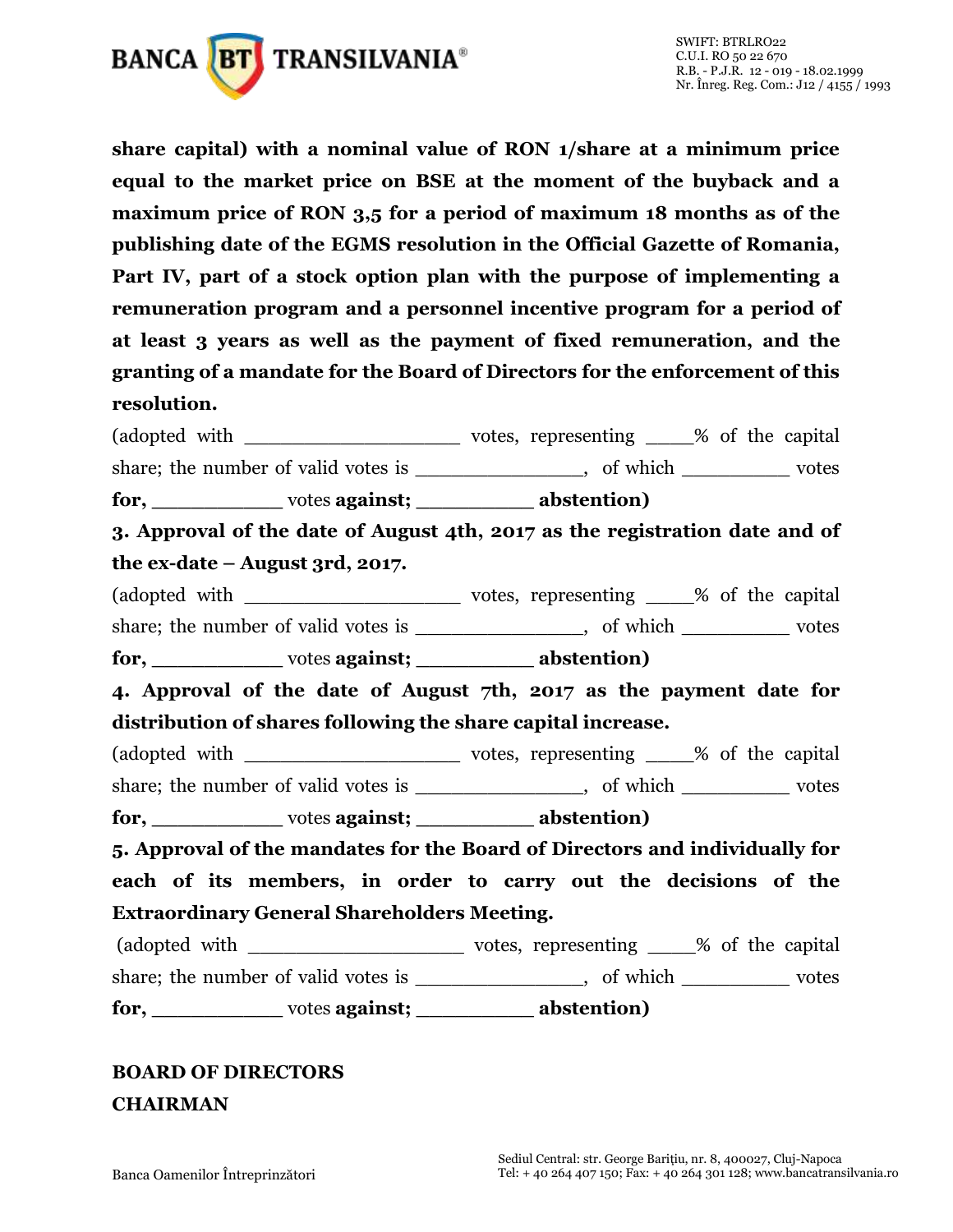**share capital) with a nominal value of RON 1/share at a minimum price equal to the market price on BSE at the moment of the buyback and a maximum price of RON 3,5 for a period of maximum 18 months as of the publishing date of the EGMS resolution in the Official Gazette of Romania, Part IV, part of a stock option plan with the purpose of implementing a remuneration program and a personnel incentive program for a period of at least 3 years as well as the payment of fixed remuneration, and the granting of a mandate for the Board of Directors for the enforcement of this resolution.**

(adopted with ___________________ votes, representing ____% of the capital share; the number of valid votes is _______________, of which __________ votes **for,** ___________ votes **against;** __________ **abstention)**

**3. Approval of the date of August 4th, 2017 as the registration date and of the ex-date – August 3rd, 2017.**

(adopted with ___________________ votes, representing ____% of the capital share; the number of valid votes is _______________, of which __________ votes **for,** ___________ votes **against;** __________ **abstention)**

**4. Approval of the date of August 7th, 2017 as the payment date for distribution of shares following the share capital increase.**

(adopted with ___________________ votes, representing ____% of the capital share; the number of valid votes is _______________, of which __________ votes **for,** ___________ votes **against;** __________ **abstention)**

**5. Approval of the mandates for the Board of Directors and individually for each of its members, in order to carry out the decisions of the Extraordinary General Shareholders Meeting.**

(adopted with ___________________ votes, representing ____% of the capital share; the number of valid votes is _______________, of which __________ votes **for,** ___________ votes **against;** __________ **abstention)**

**BOARD OF DIRECTORS**

**CHAIRMAN**